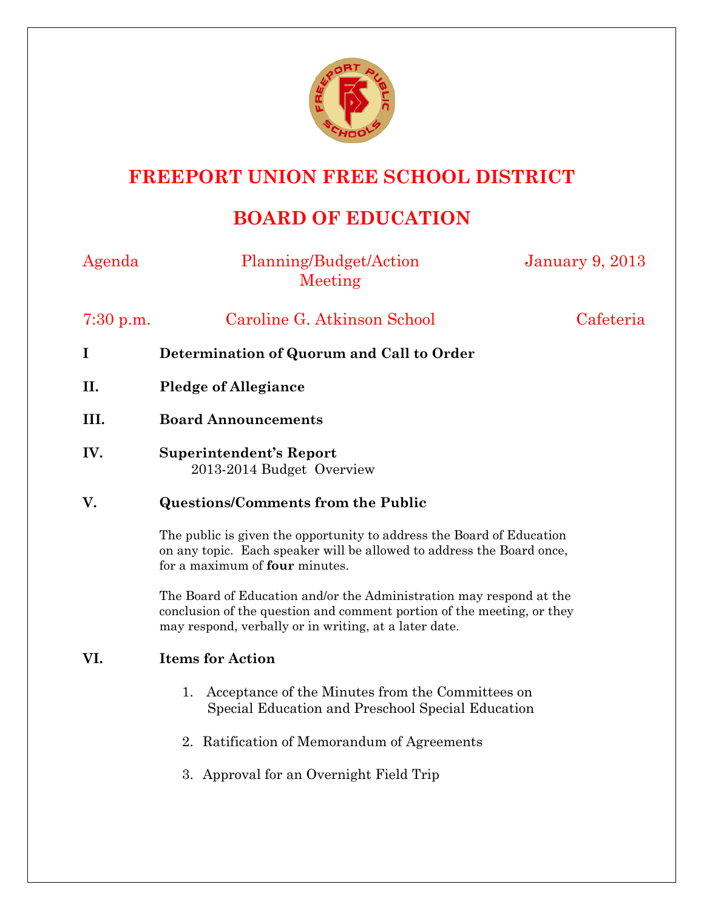# FREEPORT UNION FREE SCHOOL DISTRICT

## BOARD OF EDUCATION

Agenda — Planning/Budget/Action Meeting — January 9, 2013

7:30 p.m. — Caroline G. Atkinson School — Cafeteria

**I Determination of Quorum and Call to Order**

**II. Pledge of Allegiance**

**III. Board Announcements**

**IV. Superintendent's Report**

2013-2014 Budget Overview

**V. Questions/Comments from the Public**

The public is given the opportunity to address the Board of Education on any topic. Each speaker will be allowed to address the Board once, for a maximum of **four** minutes.

The Board of Education and/or the Administration may respond at the conclusion of the question and comment portion of the meeting, or they may respond, verbally or in writing, at a later date.

**VI. Items for Action**

1. Acceptance of the Minutes from the Committees on Special Education and Preschool Special Education
2. Ratification of Memorandum of Agreements
3. Approval for an Overnight Field Trip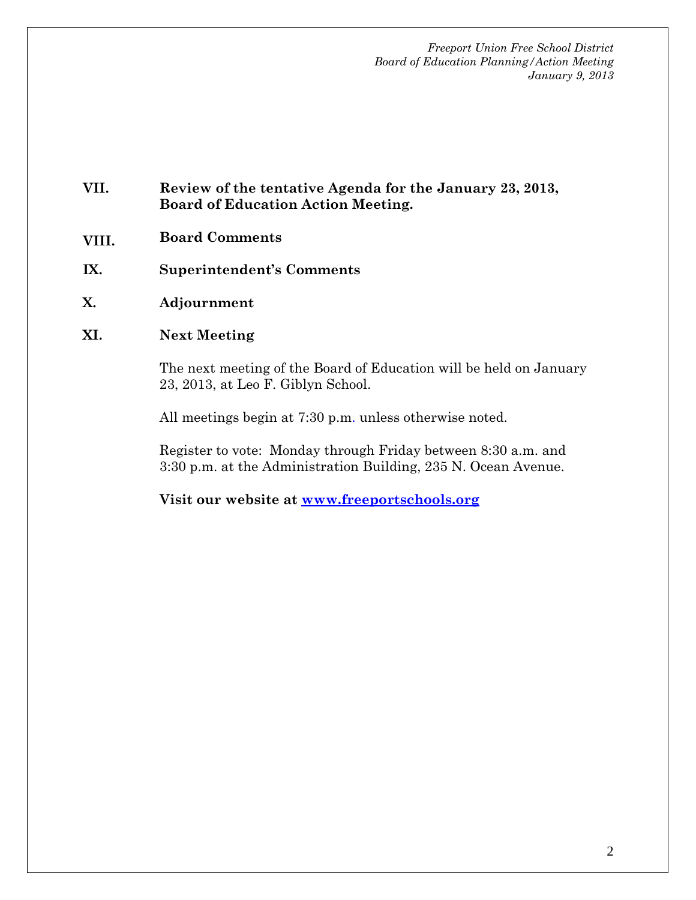**VII. Review of the tentative Agenda for the January 23, 2013, Board of Education Action Meeting.**

**VIII. Board Comments**

**IX. Superintendent's Comments**

**X. Adjournment**

**XI. Next Meeting**

The next meeting of the Board of Education will be held on January 23, 2013, at Leo F. Giblyn School.

All meetings begin at 7:30 p.m. unless otherwise noted.

Register to vote: Monday through Friday between 8:30 a.m. and 3:30 p.m. at the Administration Building, 235 N. Ocean Avenue.

**Visit our website at www.freeportschools.org**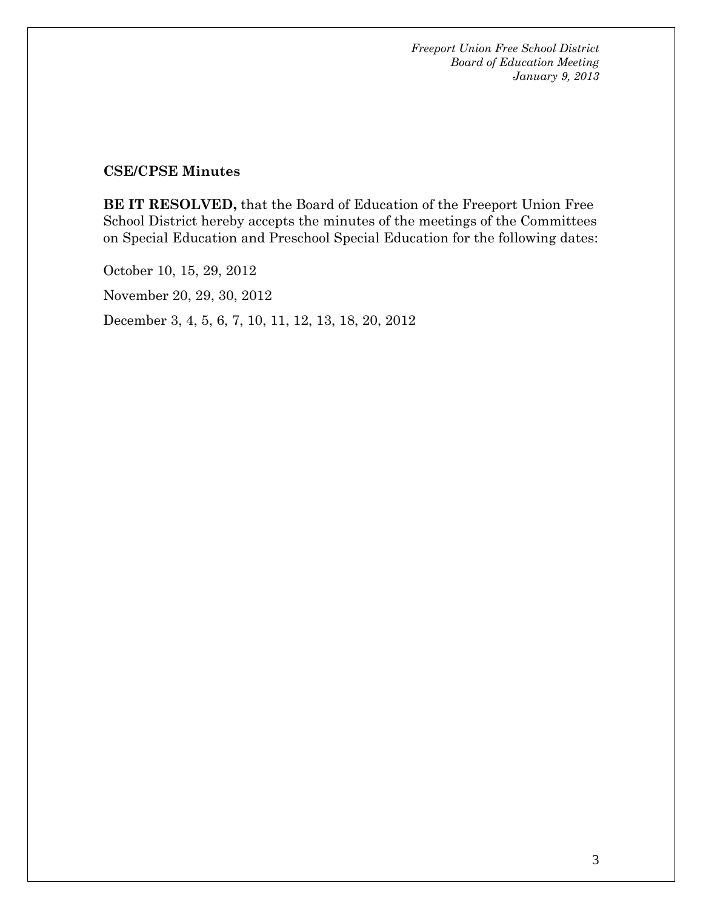**CSE/CPSE Minutes**

**BE IT RESOLVED,** that the Board of Education of the Freeport Union Free School District hereby accepts the minutes of the meetings of the Committees on Special Education and Preschool Special Education for the following dates:

October 10, 15, 29, 2012

November 20, 29, 30, 2012

December 3, 4, 5, 6, 7, 10, 11, 12, 13, 18, 20, 2012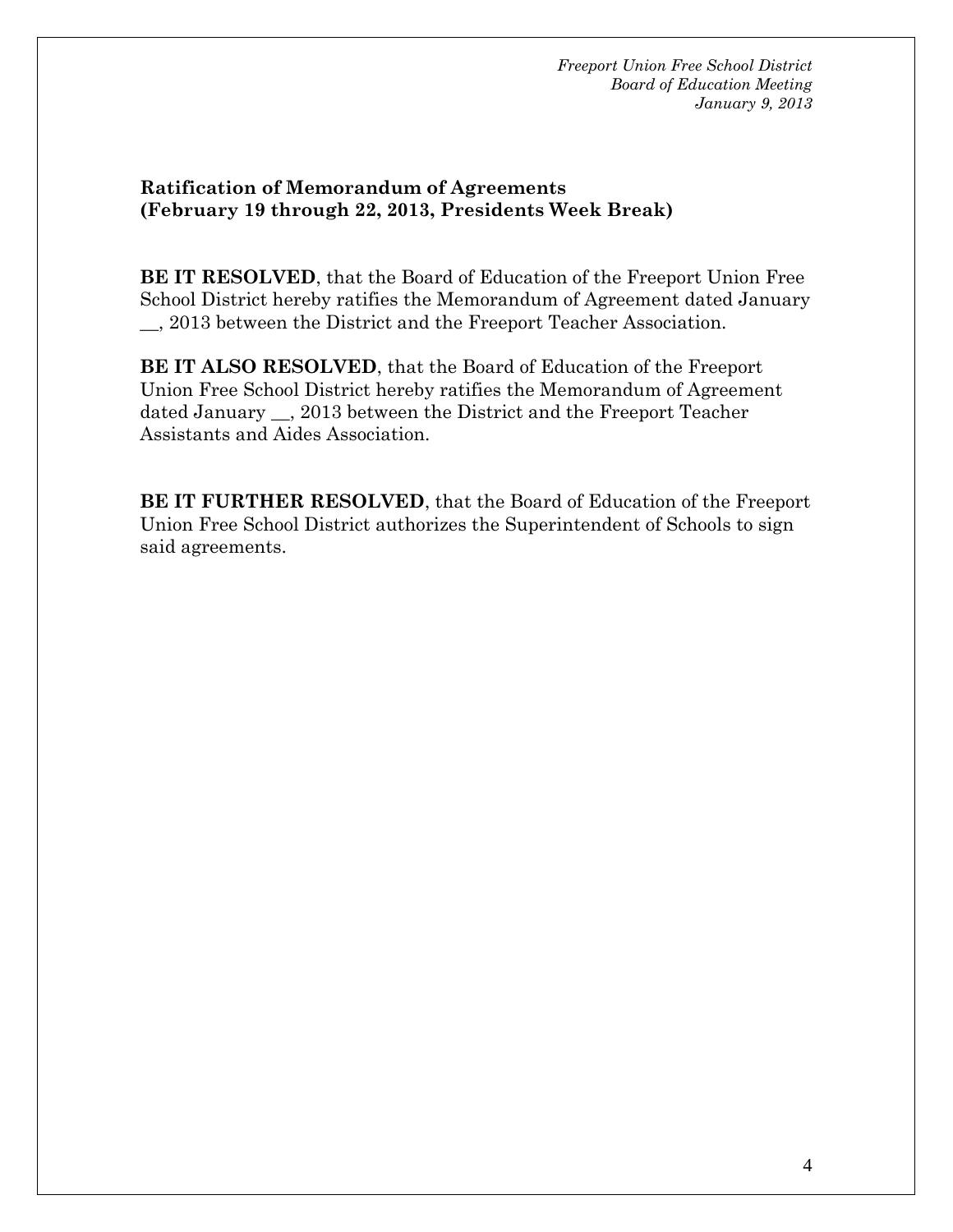**Ratification of Memorandum of Agreements**
**(February 19 through 22, 2013, Presidents Week Break)**

**BE IT RESOLVED**, that the Board of Education of the Freeport Union Free School District hereby ratifies the Memorandum of Agreement dated January __, 2013 between the District and the Freeport Teacher Association.

**BE IT ALSO RESOLVED**, that the Board of Education of the Freeport Union Free School District hereby ratifies the Memorandum of Agreement dated January __, 2013 between the District and the Freeport Teacher Assistants and Aides Association.

**BE IT FURTHER RESOLVED**, that the Board of Education of the Freeport Union Free School District authorizes the Superintendent of Schools to sign said agreements.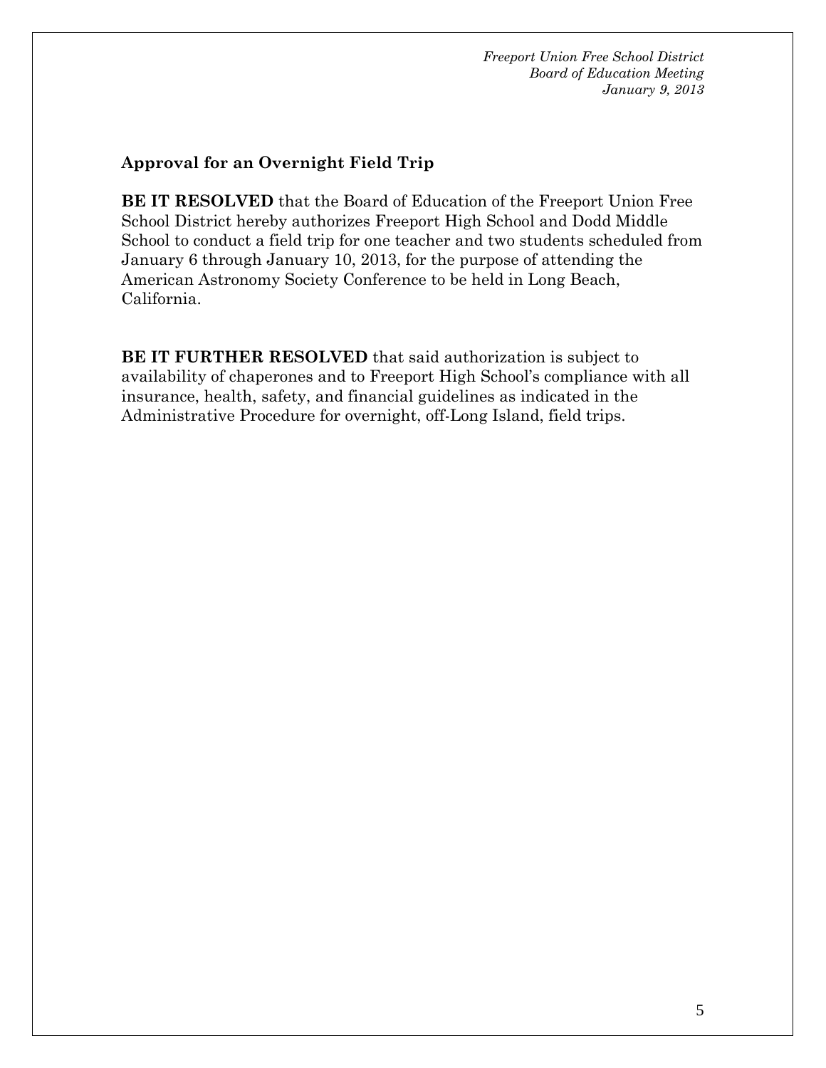## Approval for an Overnight Field Trip

**BE IT RESOLVED** that the Board of Education of the Freeport Union Free School District hereby authorizes Freeport High School and Dodd Middle School to conduct a field trip for one teacher and two students scheduled from January 6 through January 10, 2013, for the purpose of attending the American Astronomy Society Conference to be held in Long Beach, California.

**BE IT FURTHER RESOLVED** that said authorization is subject to availability of chaperones and to Freeport High School's compliance with all insurance, health, safety, and financial guidelines as indicated in the Administrative Procedure for overnight, off-Long Island, field trips.